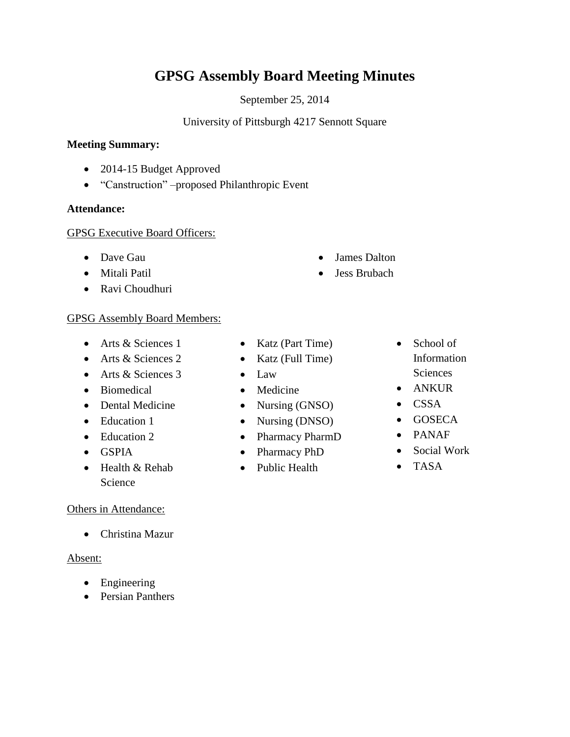# GPSG Assembly Board Meeting Minutes

September 25, 2014

University of Pittsburgh 4217 Sennott Square

**Meeting Summary:**

- 2014-15 Budget Approved
- "Canstruction" –proposed Philanthropic Event

**Attendance:**

GPSG Executive Board Officers:

- Dave Gau
- Mitali Patil
- Ravi Choudhuri
- James Dalton
- Jess Brubach

GPSG Assembly Board Members:

- Arts & Sciences 1
- Arts & Sciences 2
- Arts & Sciences 3
- Biomedical
- Dental Medicine
- Education 1
- Education 2
- GSPIA
- Health & Rehab Science
- Katz (Part Time)
- Katz (Full Time)
- Law
- Medicine
- Nursing (GNSO)
- Nursing (DNSO)
- Pharmacy PharmD
- Pharmacy PhD
- Public Health
- School of Information Sciences
- ANKUR
- CSSA
- GOSECA
- PANAF
- Social Work
- TASA

Others in Attendance:

- Christina Mazur

Absent:

- Engineering
- Persian Panthers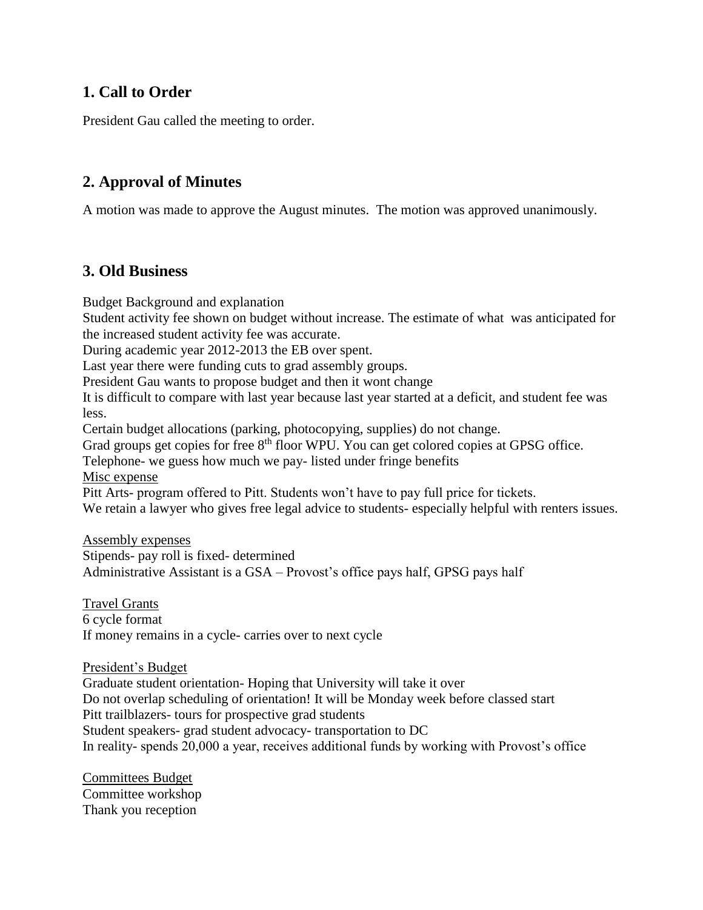## 1. Call to Order

President Gau called the meeting to order.

## 2. Approval of Minutes

A motion was made to approve the August minutes. The motion was approved unanimously.

## 3. Old Business

Budget Background and explanation
Student activity fee shown on budget without increase. The estimate of what was anticipated for the increased student activity fee was accurate.
During academic year 2012-2013 the EB over spent.
Last year there were funding cuts to grad assembly groups.
President Gau wants to propose budget and then it wont change
It is difficult to compare with last year because last year started at a deficit, and student fee was less.
Certain budget allocations (parking, photocopying, supplies) do not change.
Grad groups get copies for free 8th floor WPU. You can get colored copies at GPSG office.
Telephone- we guess how much we pay- listed under fringe benefits
Misc expense
Pitt Arts- program offered to Pitt. Students won't have to pay full price for tickets.
We retain a lawyer who gives free legal advice to students- especially helpful with renters issues.

Assembly expenses
Stipends- pay roll is fixed- determined
Administrative Assistant is a GSA – Provost's office pays half, GPSG pays half

Travel Grants
6 cycle format
If money remains in a cycle- carries over to next cycle

President's Budget
Graduate student orientation- Hoping that University will take it over
Do not overlap scheduling of orientation! It will be Monday week before classed start
Pitt trailblazers- tours for prospective grad students
Student speakers- grad student advocacy- transportation to DC
In reality- spends 20,000 a year, receives additional funds by working with Provost's office

Committees Budget
Committee workshop
Thank you reception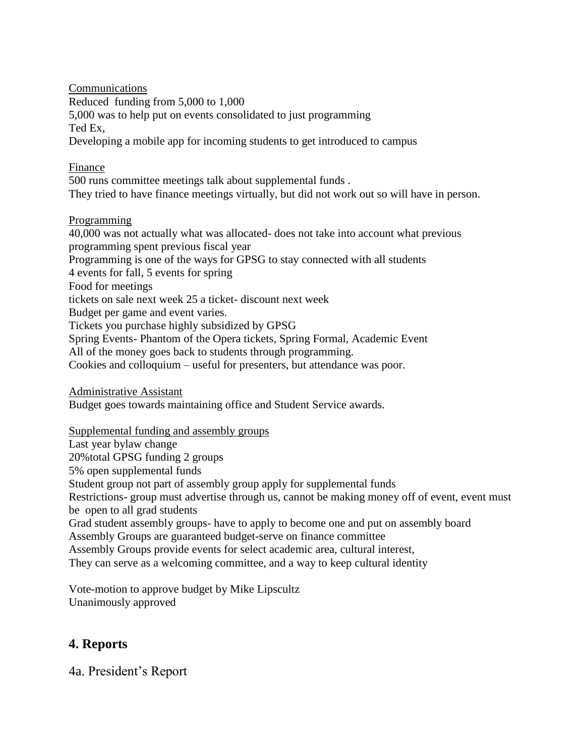<u>Communications</u>

Reduced funding from 5,000 to 1,000

5,000 was to help put on events consolidated to just programming

Ted Ex,

Developing a mobile app for incoming students to get introduced to campus

<u>Finance</u>

500 runs committee meetings talk about supplemental funds .

They tried to have finance meetings virtually, but did not work out so will have in person.

<u>Programming</u>

40,000 was not actually what was allocated- does not take into account what previous programming spent previous fiscal year

Programming is one of the ways for GPSG to stay connected with all students

4 events for fall, 5 events for spring

Food for meetings

tickets on sale next week 25 a ticket- discount next week

Budget per game and event varies.

Tickets you purchase highly subsidized by GPSG

Spring Events- Phantom of the Opera tickets, Spring Formal, Academic Event

All of the money goes back to students through programming.

Cookies and colloquium – useful for presenters, but attendance was poor.

<u>Administrative Assistant</u>

Budget goes towards maintaining office and Student Service awards.

<u>Supplemental funding and assembly groups</u>

Last year bylaw change

20%total GPSG funding 2 groups

5% open supplemental funds

Student group not part of assembly group apply for supplemental funds

Restrictions- group must advertise through us, cannot be making money off of event, event must be open to all grad students

Grad student assembly groups- have to apply to become one and put on assembly board

Assembly Groups are guaranteed budget-serve on finance committee

Assembly Groups provide events for select academic area, cultural interest,

They can serve as a welcoming committee, and a way to keep cultural identity

Vote-motion to approve budget by Mike Lipscultz

Unanimously approved

## 4. Reports

### 4a. President's Report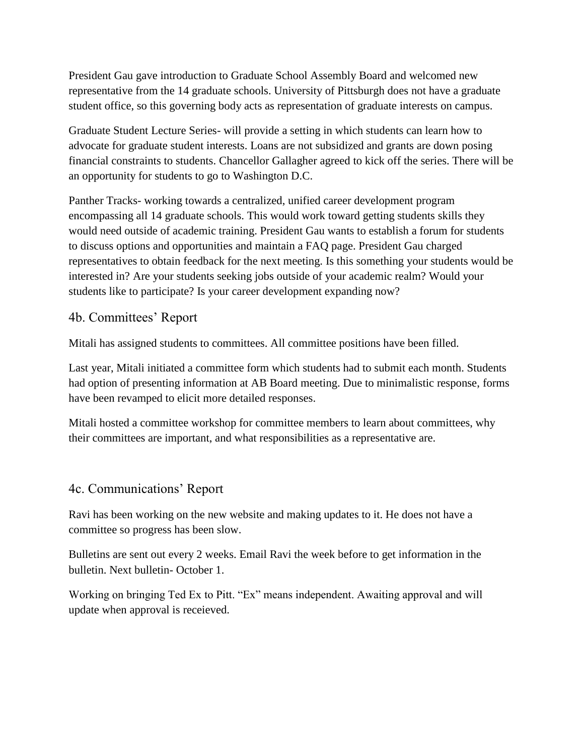President Gau gave introduction to Graduate School Assembly Board and welcomed new representative from the 14 graduate schools. University of Pittsburgh does not have a graduate student office, so this governing body acts as representation of graduate interests on campus.

Graduate Student Lecture Series- will provide a setting in which students can learn how to advocate for graduate student interests. Loans are not subsidized and grants are down posing financial constraints to students. Chancellor Gallagher agreed to kick off the series. There will be an opportunity for students to go to Washington D.C.

Panther Tracks- working towards a centralized, unified career development program encompassing all 14 graduate schools. This would work toward getting students skills they would need outside of academic training. President Gau wants to establish a forum for students to discuss options and opportunities and maintain a FAQ page. President Gau charged representatives to obtain feedback for the next meeting. Is this something your students would be interested in? Are your students seeking jobs outside of your academic realm? Would your students like to participate? Is your career development expanding now?

## 4b. Committees' Report

Mitali has assigned students to committees. All committee positions have been filled.

Last year, Mitali initiated a committee form which students had to submit each month. Students had option of presenting information at AB Board meeting. Due to minimalistic response, forms have been revamped to elicit more detailed responses.

Mitali hosted a committee workshop for committee members to learn about committees, why their committees are important, and what responsibilities as a representative are.

## 4c. Communications' Report

Ravi has been working on the new website and making updates to it. He does not have a committee so progress has been slow.

Bulletins are sent out every 2 weeks. Email Ravi the week before to get information in the bulletin. Next bulletin- October 1.

Working on bringing Ted Ex to Pitt. "Ex" means independent. Awaiting approval and will update when approval is receieved.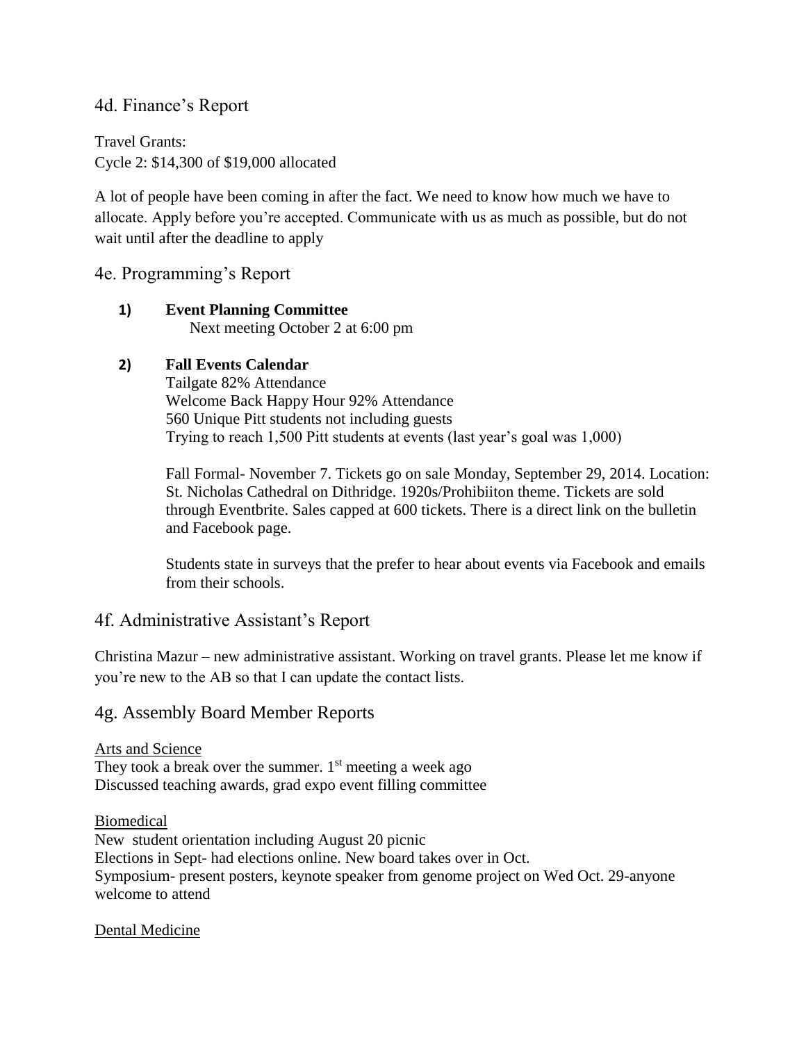## 4d. Finance's Report

Travel Grants:
Cycle 2: $14,300 of $19,000 allocated

A lot of people have been coming in after the fact. We need to know how much we have to allocate. Apply before you're accepted. Communicate with us as much as possible, but do not wait until after the deadline to apply

## 4e. Programming's Report

1) **Event Planning Committee**
   Next meeting October 2 at 6:00 pm

2) **Fall Events Calendar**
   Tailgate 82% Attendance
   Welcome Back Happy Hour 92% Attendance
   560 Unique Pitt students not including guests
   Trying to reach 1,500 Pitt students at events (last year's goal was 1,000)

   Fall Formal- November 7. Tickets go on sale Monday, September 29, 2014. Location: St. Nicholas Cathedral on Dithridge. 1920s/Prohibiiton theme. Tickets are sold through Eventbrite. Sales capped at 600 tickets. There is a direct link on the bulletin and Facebook page.

   Students state in surveys that the prefer to hear about events via Facebook and emails from their schools.

## 4f. Administrative Assistant's Report

Christina Mazur – new administrative assistant. Working on travel grants. Please let me know if you're new to the AB so that I can update the contact lists.

## 4g. Assembly Board Member Reports

Arts and Science
They took a break over the summer. 1st meeting a week ago
Discussed teaching awards, grad expo event filling committee

Biomedical
New student orientation including August 20 picnic
Elections in Sept- had elections online. New board takes over in Oct.
Symposium- present posters, keynote speaker from genome project on Wed Oct. 29-anyone welcome to attend

Dental Medicine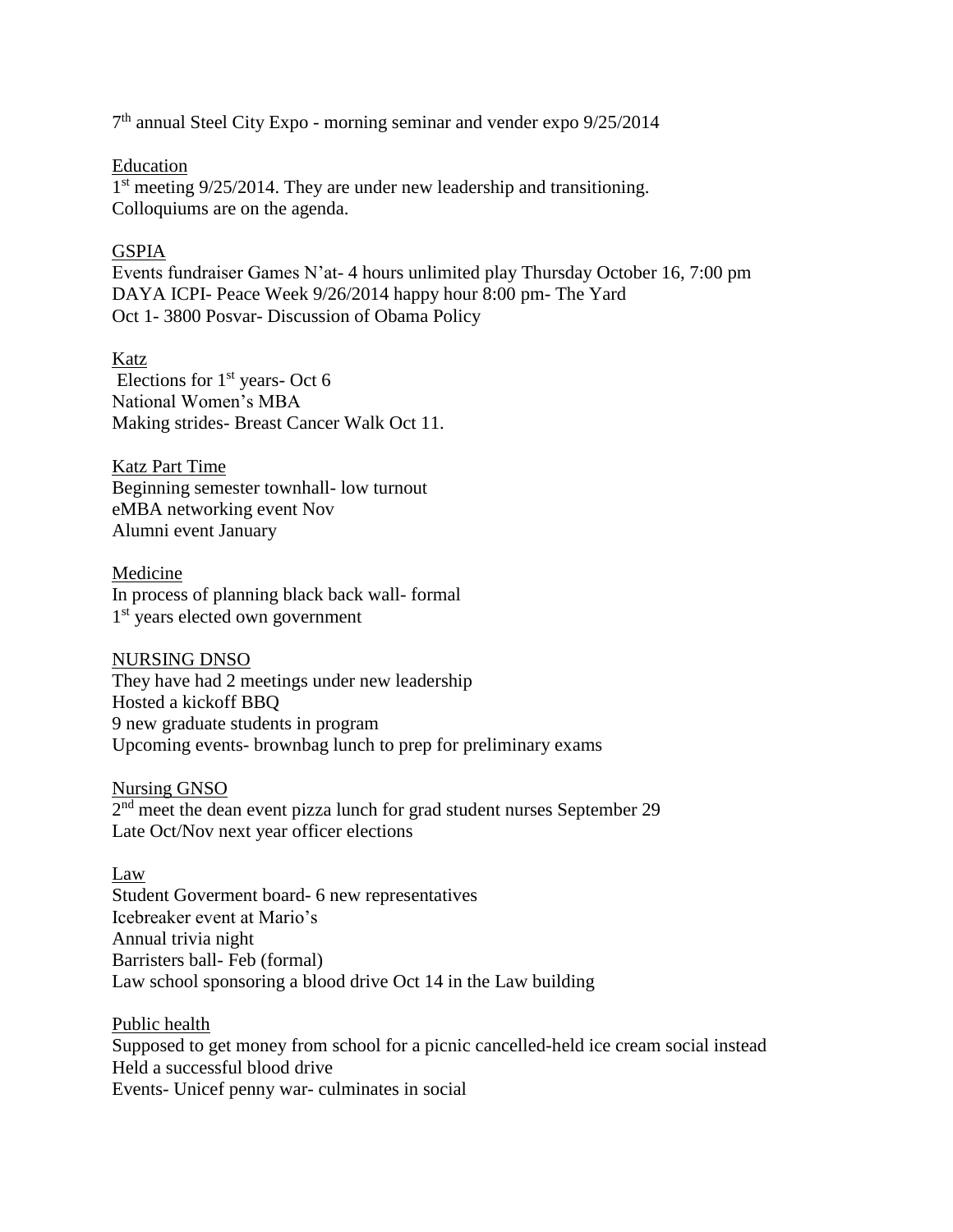7th annual Steel City Expo - morning seminar and vender expo 9/25/2014

<u>Education</u>
1st meeting 9/25/2014. They are under new leadership and transitioning.
Colloquiums are on the agenda.

<u>GSPIA</u>
Events fundraiser Games N'at- 4 hours unlimited play Thursday October 16, 7:00 pm
DAYA ICPI- Peace Week 9/26/2014 happy hour 8:00 pm- The Yard
Oct 1- 3800 Posvar- Discussion of Obama Policy

<u>Katz</u>
Elections for 1st years- Oct 6
National Women's MBA
Making strides- Breast Cancer Walk Oct 11.

<u>Katz Part Time</u>
Beginning semester townhall- low turnout
eMBA networking event Nov
Alumni event January

<u>Medicine</u>
In process of planning black back wall- formal
1st years elected own government

<u>NURSING DNSO</u>
They have had 2 meetings under new leadership
Hosted a kickoff BBQ
9 new graduate students in program
Upcoming events- brownbag lunch to prep for preliminary exams

<u>Nursing GNSO</u>
2nd meet the dean event pizza lunch for grad student nurses September 29
Late Oct/Nov next year officer elections

<u>Law</u>
Student Goverment board- 6 new representatives
Icebreaker event at Mario's
Annual trivia night
Barristers ball- Feb (formal)
Law school sponsoring a blood drive Oct 14 in the Law building

<u>Public health</u>
Supposed to get money from school for a picnic cancelled-held ice cream social instead
Held a successful blood drive
Events- Unicef penny war- culminates in social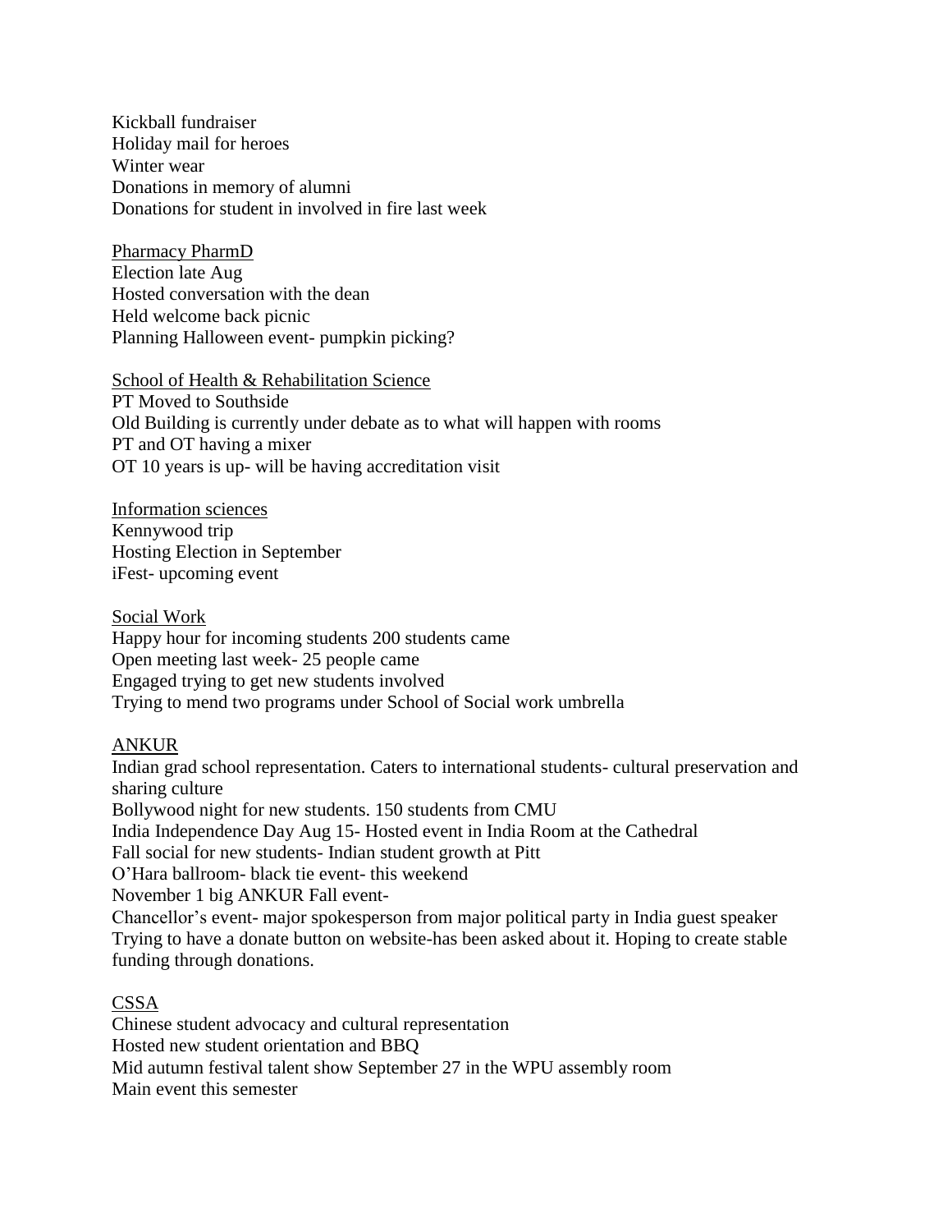Kickball fundraiser
Holiday mail for heroes
Winter wear
Donations in memory of alumni
Donations for student in involved in fire last week

<u>Pharmacy PharmD</u>
Election late Aug
Hosted conversation with the dean
Held welcome back picnic
Planning Halloween event- pumpkin picking?

<u>School of Health & Rehabilitation Science</u>
PT Moved to Southside
Old Building is currently under debate as to what will happen with rooms
PT and OT having a mixer
OT 10 years is up- will be having accreditation visit

<u>Information sciences</u>
Kennywood trip
Hosting Election in September
iFest- upcoming event

<u>Social Work</u>
Happy hour for incoming students 200 students came
Open meeting last week- 25 people came
Engaged trying to get new students involved
Trying to mend two programs under School of Social work umbrella

<u>ANKUR</u>
Indian grad school representation. Caters to international students- cultural preservation and sharing culture
Bollywood night for new students. 150 students from CMU
India Independence Day Aug 15- Hosted event in India Room at the Cathedral
Fall social for new students- Indian student growth at Pitt
O'Hara ballroom- black tie event- this weekend
November 1 big ANKUR Fall event-
Chancellor's event- major spokesperson from major political party in India guest speaker
Trying to have a donate button on website-has been asked about it. Hoping to create stable funding through donations.

<u>CSSA</u>
Chinese student advocacy and cultural representation
Hosted new student orientation and BBQ
Mid autumn festival talent show September 27 in the WPU assembly room
Main event this semester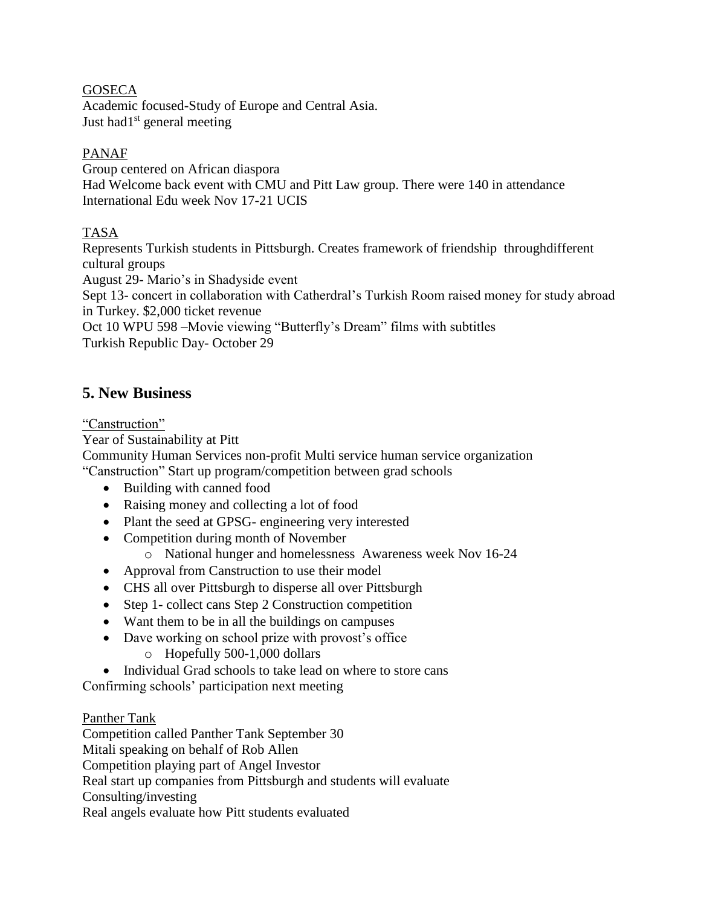GOSECA

Academic focused-Study of Europe and Central Asia.
Just had1st general meeting

PANAF

Group centered on African diaspora
Had Welcome back event with CMU and Pitt Law group. There were 140 in attendance
International Edu week Nov 17-21 UCIS

TASA

Represents Turkish students in Pittsburgh. Creates framework of friendship throughdifferent cultural groups
August 29- Mario's in Shadyside event
Sept 13- concert in collaboration with Catherdral's Turkish Room raised money for study abroad in Turkey. $2,000 ticket revenue
Oct 10 WPU 598 –Movie viewing "Butterfly's Dream" films with subtitles
Turkish Republic Day- October 29

## 5. New Business

"Canstruction"

Year of Sustainability at Pitt
Community Human Services non-profit Multi service human service organization
"Canstruction" Start up program/competition between grad schools

- Building with canned food
- Raising money and collecting a lot of food
- Plant the seed at GPSG- engineering very interested
- Competition during month of November
  - National hunger and homelessness Awareness week Nov 16-24
- Approval from Canstruction to use their model
- CHS all over Pittsburgh to disperse all over Pittsburgh
- Step 1- collect cans Step 2 Construction competition
- Want them to be in all the buildings on campuses
- Dave working on school prize with provost's office
  - Hopefully 500-1,000 dollars
- Individual Grad schools to take lead on where to store cans

Confirming schools' participation next meeting

Panther Tank

Competition called Panther Tank September 30
Mitali speaking on behalf of Rob Allen
Competition playing part of Angel Investor
Real start up companies from Pittsburgh and students will evaluate
Consulting/investing
Real angels evaluate how Pitt students evaluated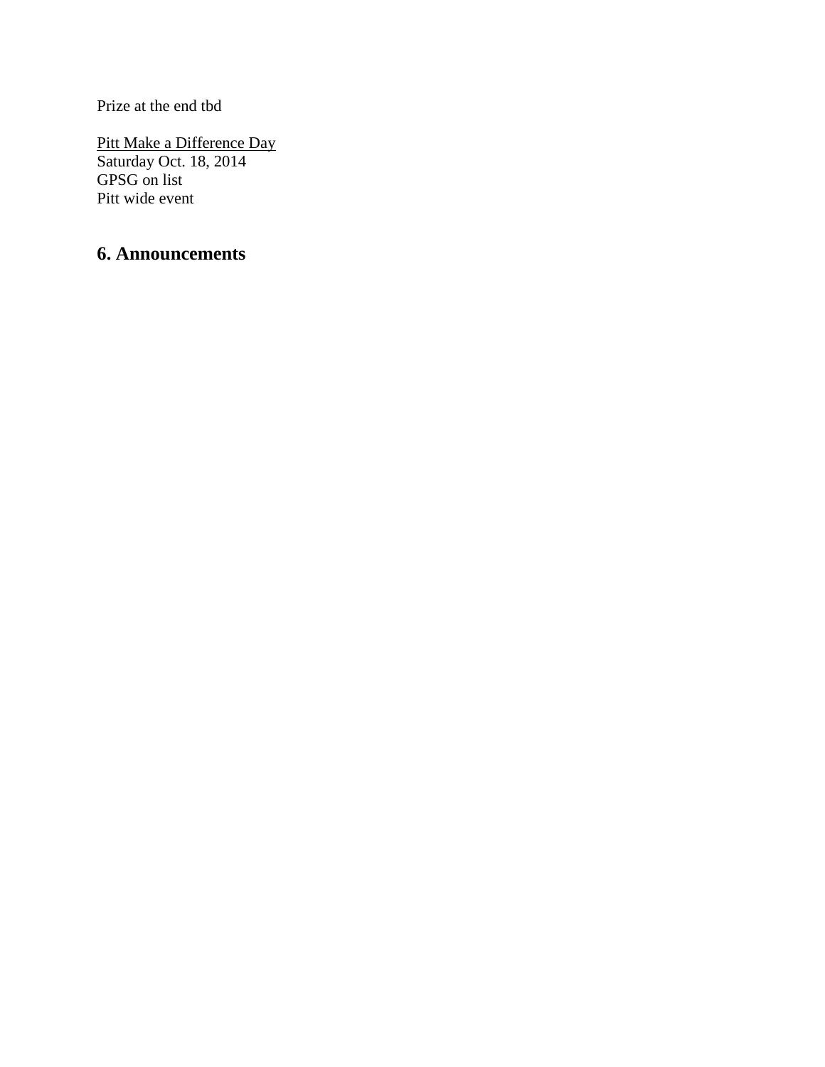Prize at the end tbd

<u>Pitt Make a Difference Day</u>
Saturday Oct. 18, 2014
GPSG on list
Pitt wide event

## 6. Announcements